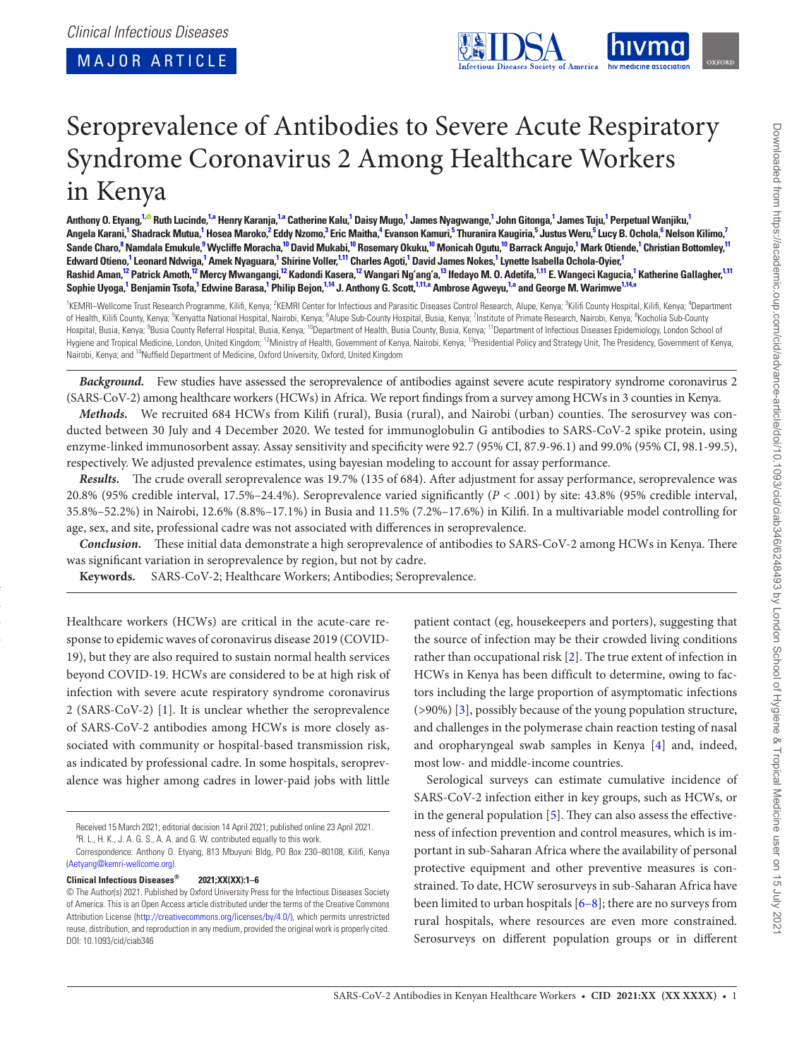Clinical Infectious Diseases

MAJOR ARTICLE

# Seroprevalence of Antibodies to Severe Acute Respiratory Syndrome Coronavirus 2 Among Healthcare Workers in Kenya

**Anthony O. Etyang,[1] Ruth Lucinde,[1,a] Henry Karanja,[1,a] Catherine Kalu,[1] Daisy Mugo,[1] James Nyagwange,[1] John Gitonga,[1] James Tuju,[1] Perpetual Wanjiku,[1] Angela Karani,[1] Shadrack Mutua,[1] Hosea Maroko,[2] Eddy Nzomo,[3] Eric Maitha,[4] Evanson Kamuri,[5] Thuranira Kaugiria,[5] Justus Weru,[5] Lucy B. Ochola,[6] Nelson Kilimo,[7] Sande Charo,[8] Namdala Emukule,[9] Wycliffe Moracha,[10] David Mukabi,[10] Rosemary Okuku,[10] Monicah Ogutu,[10] Barrack Angujo,[1] Mark Otiende,[1] Christian Bottomley,[11] Edward Otieno,[1] Leonard Ndwiga,[1] Amek Nyaguara,[1] Shirine Voller,[1,11] Charles Agoti,[1] David James Nokes,[1] Lynette Isabella Ochola-Oyier,[1] Rashid Aman,[12] Patrick Amoth,[12] Mercy Mwangangi,[12] Kadondi Kasera,[12] Wangari Ng'ang'a,[13] Ifedayo M. O. Adetifa,[1,11] E. Wangeci Kagucia,[1] Katherine Gallagher,[1,11] Sophie Uyoga,[1] Benjamin Tsofa,[1] Edwine Barasa,[1] Philip Bejon,[1,14] J. Anthony G. Scott,[1,11,a] Ambrose Agweyu,[1,a] and George M. Warimwe[1,14,a]**

[1]KEMRI–Wellcome Trust Research Programme, Kilifi, Kenya; [2]KEMRI Center for Infectious and Parasitic Diseases Control Research, Alupe, Kenya; [3]Kilifi County Hospital, Kilifi, Kenya; [4]Department of Health, Kilifi County, Kenya; [5]Kenyatta National Hospital, Nairobi, Kenya; [6]Alupe Sub-County Hospital, Busia, Kenya; [7]Institute of Primate Research, Nairobi, Kenya; [8]Kocholia Sub-County Hospital, Busia, Kenya; [9]Busia County Referral Hospital, Busia, Kenya; [10]Department of Health, Busia County, Busia, Kenya; [11]Department of Infectious Diseases Epidemiology, London School of Hygiene and Tropical Medicine, London, United Kingdom; [12]Ministry of Health, Government of Kenya, Nairobi, Kenya; [13]Presidential Policy and Strategy Unit, The Presidency, Government of Kenya, Nairobi, Kenya; and [14]Nuffield Department of Medicine, Oxford University, Oxford, United Kingdom

***Background.*** Few studies have assessed the seroprevalence of antibodies against severe acute respiratory syndrome coronavirus 2 (SARS-CoV-2) among healthcare workers (HCWs) in Africa. We report findings from a survey among HCWs in 3 counties in Kenya.

***Methods.*** We recruited 684 HCWs from Kilifi (rural), Busia (rural), and Nairobi (urban) counties. The serosurvey was conducted between 30 July and 4 December 2020. We tested for immunoglobulin G antibodies to SARS-CoV-2 spike protein, using enzyme-linked immunosorbent assay. Assay sensitivity and specificity were 92.7 (95% CI, 87.9-96.1) and 99.0% (95% CI, 98.1-99.5), respectively. We adjusted prevalence estimates, using bayesian modeling to account for assay performance.

***Results.*** The crude overall seroprevalence was 19.7% (135 of 684). After adjustment for assay performance, seroprevalence was 20.8% (95% credible interval, 17.5%–24.4%). Seroprevalence varied significantly ($P < .001$) by site: 43.8% (95% credible interval, 35.8%–52.2%) in Nairobi, 12.6% (8.8%–17.1%) in Busia and 11.5% (7.2%–17.6%) in Kilifi. In a multivariable model controlling for age, sex, and site, professional cadre was not associated with differences in seroprevalence.

***Conclusion.*** These initial data demonstrate a high seroprevalence of antibodies to SARS-CoV-2 among HCWs in Kenya. There was significant variation in seroprevalence by region, but not by cadre.

**Keywords.** SARS-CoV-2; Healthcare Workers; Antibodies; Seroprevalence.

Healthcare workers (HCWs) are critical in the acute-care response to epidemic waves of coronavirus disease 2019 (COVID-19), but they are also required to sustain normal health services beyond COVID-19. HCWs are considered to be at high risk of infection with severe acute respiratory syndrome coronavirus 2 (SARS-CoV-2) [1]. It is unclear whether the seroprevalence of SARS-CoV-2 antibodies among HCWs is more closely associated with community or hospital-based transmission risk, as indicated by professional cadre. In some hospitals, seroprevalence was higher among cadres in lower-paid jobs with little patient contact (eg, housekeepers and porters), suggesting that the source of infection may be their crowded living conditions rather than occupational risk [2]. The true extent of infection in HCWs in Kenya has been difficult to determine, owing to factors including the large proportion of asymptomatic infections (>90%) [3], possibly because of the young population structure, and challenges in the polymerase chain reaction testing of nasal and oropharyngeal swab samples in Kenya [4] and, indeed, most low- and middle-income countries.

Serological surveys can estimate cumulative incidence of SARS-CoV-2 infection either in key groups, such as HCWs, or in the general population [5]. They can also assess the effectiveness of infection prevention and control measures, which is important in sub-Saharan Africa where the availability of personal protective equipment and other preventive measures is constrained. To date, HCW serosurveys in sub-Saharan Africa have been limited to urban hospitals [6–8]; there are no surveys from rural hospitals, where resources are even more constrained. Serosurveys on different population groups or in different

Received 15 March 2021; editorial decision 14 April 2021; published online 23 April 2021.

[a]R. L., H. K., J. A. G. S., A. A. and G. W. contributed equally to this work.

Correspondence: Anthony O. Etyang, 813 Mbuyuni Bldg, PO Box 230–80108, Kilifi, Kenya (Aetyang@kemri-wellcome.org).

**Clinical Infectious Diseases® 2021;XX(XX):1–6**

© The Author(s) 2021. Published by Oxford University Press for the Infectious Diseases Society of America. This is an Open Access article distributed under the terms of the Creative Commons Attribution License (http://creativecommons.org/licenses/by/4.0/), which permits unrestricted reuse, distribution, and reproduction in any medium, provided the original work is properly cited.
DOI: 10.1093/cid/ciab346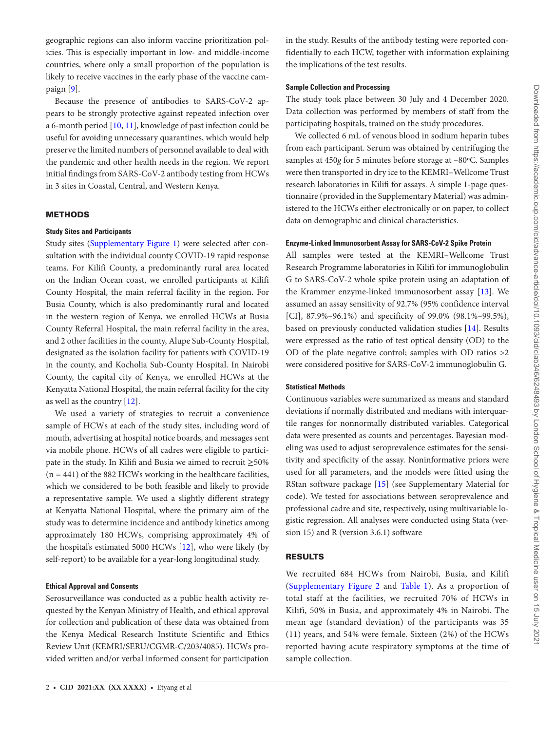geographic regions can also inform vaccine prioritization policies. This is especially important in low- and middle-income countries, where only a small proportion of the population is likely to receive vaccines in the early phase of the vaccine campaign [9].

Because the presence of antibodies to SARS-CoV-2 appears to be strongly protective against repeated infection over a 6-month period [10, 11], knowledge of past infection could be useful for avoiding unnecessary quarantines, which would help preserve the limited numbers of personnel available to deal with the pandemic and other health needs in the region. We report initial findings from SARS-CoV-2 antibody testing from HCWs in 3 sites in Coastal, Central, and Western Kenya.

## METHODS

### Study Sites and Participants

Study sites (Supplementary Figure 1) were selected after consultation with the individual county COVID-19 rapid response teams. For Kilifi County, a predominantly rural area located on the Indian Ocean coast, we enrolled participants at Kilifi County Hospital, the main referral facility in the region. For Busia County, which is also predominantly rural and located in the western region of Kenya, we enrolled HCWs at Busia County Referral Hospital, the main referral facility in the area, and 2 other facilities in the county, Alupe Sub-County Hospital, designated as the isolation facility for patients with COVID-19 in the county, and Kocholia Sub-County Hospital. In Nairobi County, the capital city of Kenya, we enrolled HCWs at the Kenyatta National Hospital, the main referral facility for the city as well as the country [12].

We used a variety of strategies to recruit a convenience sample of HCWs at each of the study sites, including word of mouth, advertising at hospital notice boards, and messages sent via mobile phone. HCWs of all cadres were eligible to participate in the study. In Kilifi and Busia we aimed to recruit ≥50% (n = 441) of the 882 HCWs working in the healthcare facilities, which we considered to be both feasible and likely to provide a representative sample. We used a slightly different strategy at Kenyatta National Hospital, where the primary aim of the study was to determine incidence and antibody kinetics among approximately 180 HCWs, comprising approximately 4% of the hospital's estimated 5000 HCWs [12], who were likely (by self-report) to be available for a year-long longitudinal study.

### Ethical Approval and Consents

Serosurveillance was conducted as a public health activity requested by the Kenyan Ministry of Health, and ethical approval for collection and publication of these data was obtained from the Kenya Medical Research Institute Scientific and Ethics Review Unit (KEMRI/SERU/CGMR-C/203/4085). HCWs provided written and/or verbal informed consent for participation in the study. Results of the antibody testing were reported confidentially to each HCW, together with information explaining the implications of the test results.

### Sample Collection and Processing

The study took place between 30 July and 4 December 2020. Data collection was performed by members of staff from the participating hospitals, trained on the study procedures.

We collected 6 mL of venous blood in sodium heparin tubes from each participant. Serum was obtained by centrifuging the samples at 450*g* for 5 minutes before storage at –80ºC. Samples were then transported in dry ice to the KEMRI–Wellcome Trust research laboratories in Kilifi for assays. A simple 1-page questionnaire (provided in the Supplementary Material) was administered to the HCWs either electronically or on paper, to collect data on demographic and clinical characteristics.

### Enzyme-Linked Immunosorbent Assay for SARS-CoV-2 Spike Protein

All samples were tested at the KEMRI–Wellcome Trust Research Programme laboratories in Kilifi for immunoglobulin G to SARS-CoV-2 whole spike protein using an adaptation of the Krammer enzyme-linked immunosorbent assay [13]. We assumed an assay sensitivity of 92.7% (95% confidence interval [CI], 87.9%–96.1%) and specificity of 99.0% (98.1%–99.5%), based on previously conducted validation studies [14]. Results were expressed as the ratio of test optical density (OD) to the OD of the plate negative control; samples with OD ratios >2 were considered positive for SARS-CoV-2 immunoglobulin G.

### Statistical Methods

Continuous variables were summarized as means and standard deviations if normally distributed and medians with interquartile ranges for nonnormally distributed variables. Categorical data were presented as counts and percentages. Bayesian modeling was used to adjust seroprevalence estimates for the sensitivity and specificity of the assay. Noninformative priors were used for all parameters, and the models were fitted using the RStan software package [15] (see Supplementary Material for code). We tested for associations between seroprevalence and professional cadre and site, respectively, using multivariable logistic regression. All analyses were conducted using Stata (version 15) and R (version 3.6.1) software

## RESULTS

We recruited 684 HCWs from Nairobi, Busia, and Kilifi (Supplementary Figure 2 and Table 1). As a proportion of total staff at the facilities, we recruited 70% of HCWs in Kilifi, 50% in Busia, and approximately 4% in Nairobi. The mean age (standard deviation) of the participants was 35 (11) years, and 54% were female. Sixteen (2%) of the HCWs reported having acute respiratory symptoms at the time of sample collection.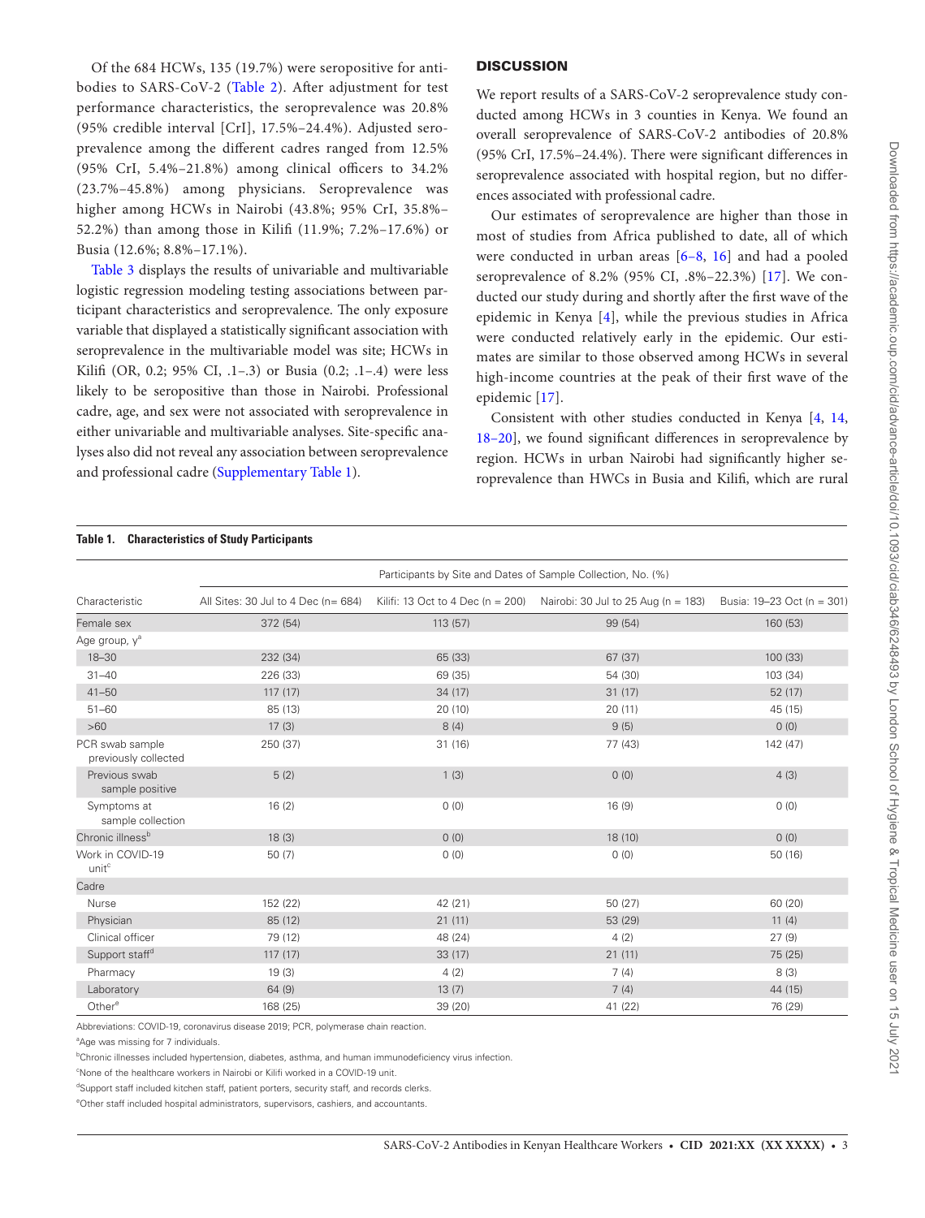Of the 684 HCWs, 135 (19.7%) were seropositive for antibodies to SARS-CoV-2 (Table 2). After adjustment for test performance characteristics, the seroprevalence was 20.8% (95% credible interval [CrI], 17.5%–24.4%). Adjusted seroprevalence among the different cadres ranged from 12.5% (95% CrI, 5.4%–21.8%) among clinical officers to 34.2% (23.7%–45.8%) among physicians. Seroprevalence was higher among HCWs in Nairobi (43.8%; 95% CrI, 35.8%–52.2%) than among those in Kilifi (11.9%; 7.2%–17.6%) or Busia (12.6%; 8.8%–17.1%).

Table 3 displays the results of univariable and multivariable logistic regression modeling testing associations between participant characteristics and seroprevalence. The only exposure variable that displayed a statistically significant association with seroprevalence in the multivariable model was site; HCWs in Kilifi (OR, 0.2; 95% CI, .1–.3) or Busia (0.2; .1–.4) were less likely to be seropositive than those in Nairobi. Professional cadre, age, and sex were not associated with seroprevalence in either univariable and multivariable analyses. Site-specific analyses also did not reveal any association between seroprevalence and professional cadre (Supplementary Table 1).

## DISCUSSION

We report results of a SARS-CoV-2 seroprevalence study conducted among HCWs in 3 counties in Kenya. We found an overall seroprevalence of SARS-CoV-2 antibodies of 20.8% (95% CrI, 17.5%–24.4%). There were significant differences in seroprevalence associated with hospital region, but no differences associated with professional cadre.

Our estimates of seroprevalence are higher than those in most of studies from Africa published to date, all of which were conducted in urban areas [6–8, 16] and had a pooled seroprevalence of 8.2% (95% CI, .8%–22.3%) [17]. We conducted our study during and shortly after the first wave of the epidemic in Kenya [4], while the previous studies in Africa were conducted relatively early in the epidemic. Our estimates are similar to those observed among HCWs in several high-income countries at the peak of their first wave of the epidemic [17].

Consistent with other studies conducted in Kenya [4, 14, 18–20], we found significant differences in seroprevalence by region. HCWs in urban Nairobi had significantly higher seroprevalence than HWCs in Busia and Kilifi, which are rural

**Table 1. Characteristics of Study Participants**

| Characteristic | Participants by Site and Dates of Sample Collection, No. (%) | | | |
|---|---|---|---|---|
| | All Sites: 30 Jul to 4 Dec (n= 684) | Kilifi: 13 Oct to 4 Dec (n = 200) | Nairobi: 30 Jul to 25 Aug (n = 183) | Busia: 19–23 Oct (n = 301) |
| Female sex | 372 (54) | 113 (57) | 99 (54) | 160 (53) |
| Age group, y[a] | | | | |
| 18–30 | 232 (34) | 65 (33) | 67 (37) | 100 (33) |
| 31–40 | 226 (33) | 69 (35) | 54 (30) | 103 (34) |
| 41–50 | 117 (17) | 34 (17) | 31 (17) | 52 (17) |
| 51–60 | 85 (13) | 20 (10) | 20 (11) | 45 (15) |
| >60 | 17 (3) | 8 (4) | 9 (5) | 0 (0) |
| PCR swab sample previously collected | 250 (37) | 31 (16) | 77 (43) | 142 (47) |
| Previous swab sample positive | 5 (2) | 1 (3) | 0 (0) | 4 (3) |
| Symptoms at sample collection | 16 (2) | 0 (0) | 16 (9) | 0 (0) |
| Chronic illness[b] | 18 (3) | 0 (0) | 18 (10) | 0 (0) |
| Work in COVID-19 unit[c] | 50 (7) | 0 (0) | 0 (0) | 50 (16) |
| Cadre | | | | |
| Nurse | 152 (22) | 42 (21) | 50 (27) | 60 (20) |
| Physician | 85 (12) | 21 (11) | 53 (29) | 11 (4) |
| Clinical officer | 79 (12) | 48 (24) | 4 (2) | 27 (9) |
| Support staff[d] | 117 (17) | 33 (17) | 21 (11) | 75 (25) |
| Pharmacy | 19 (3) | 4 (2) | 7 (4) | 8 (3) |
| Laboratory | 64 (9) | 13 (7) | 7 (4) | 44 (15) |
| Other[e] | 168 (25) | 39 (20) | 41 (22) | 76 (29) |

Abbreviations: COVID-19, coronavirus disease 2019; PCR, polymerase chain reaction.

[a]Age was missing for 7 individuals.

[b]Chronic illnesses included hypertension, diabetes, asthma, and human immunodeficiency virus infection.

[c]None of the healthcare workers in Nairobi or Kilifi worked in a COVID-19 unit.

[d]Support staff included kitchen staff, patient porters, security staff, and records clerks.

[e]Other staff included hospital administrators, supervisors, cashiers, and accountants.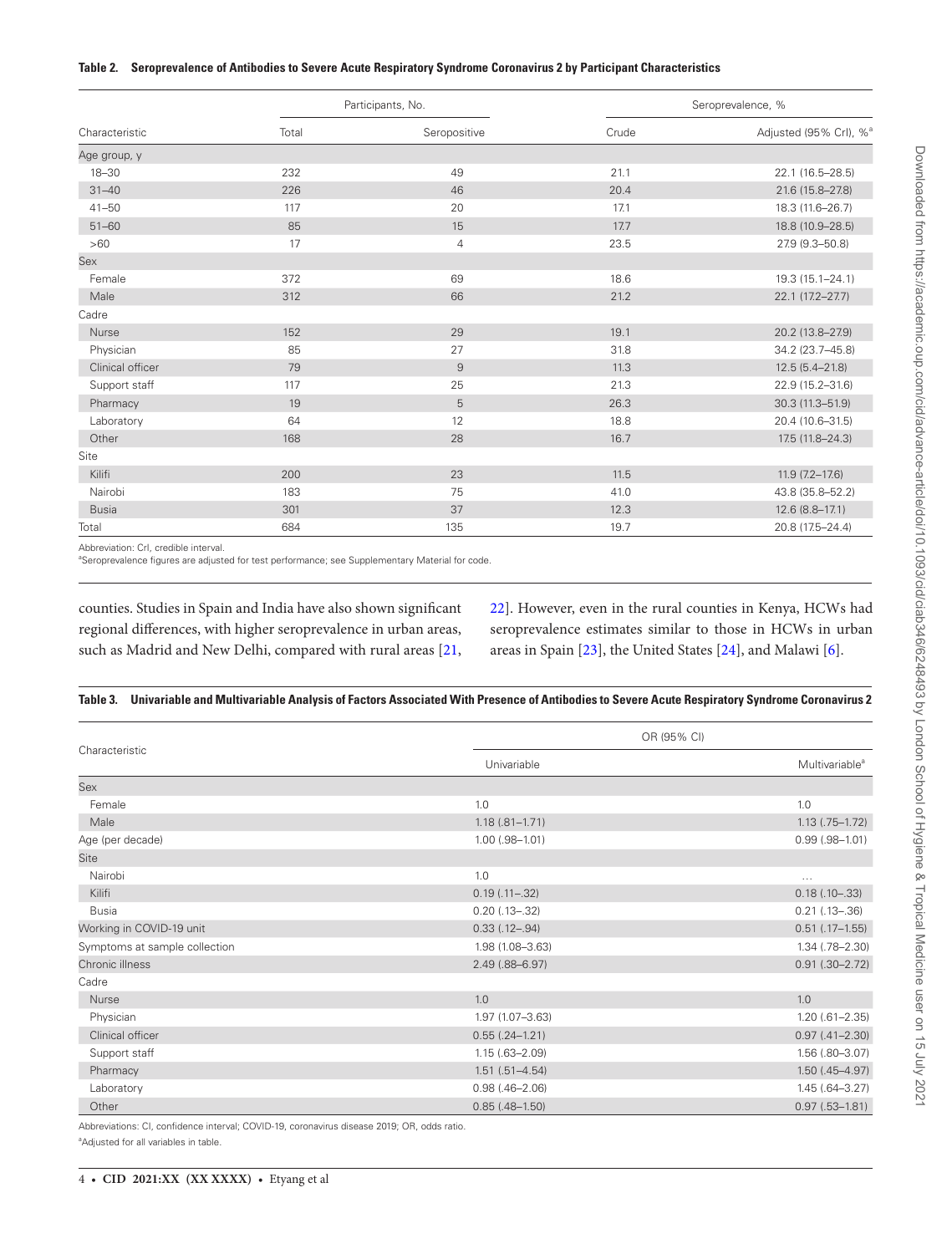**Table 2. Seroprevalence of Antibodies to Severe Acute Respiratory Syndrome Coronavirus 2 by Participant Characteristics**

| Characteristic | Participants, No. | | Seroprevalence, % | |
|---|---|---|---|---|
| | Total | Seropositive | Crude | Adjusted (95% CrI), %[a] |
| Age group, y | | | | |
| 18–30 | 232 | 49 | 21.1 | 22.1 (16.5–28.5) |
| 31–40 | 226 | 46 | 20.4 | 21.6 (15.8–27.8) |
| 41–50 | 117 | 20 | 17.1 | 18.3 (11.6–26.7) |
| 51–60 | 85 | 15 | 17.7 | 18.8 (10.9–28.5) |
| >60 | 17 | 4 | 23.5 | 27.9 (9.3–50.8) |
| Sex | | | | |
| Female | 372 | 69 | 18.6 | 19.3 (15.1–24.1) |
| Male | 312 | 66 | 21.2 | 22.1 (17.2–27.7) |
| Cadre | | | | |
| Nurse | 152 | 29 | 19.1 | 20.2 (13.8–27.9) |
| Physician | 85 | 27 | 31.8 | 34.2 (23.7–45.8) |
| Clinical officer | 79 | 9 | 11.3 | 12.5 (5.4–21.8) |
| Support staff | 117 | 25 | 21.3 | 22.9 (15.2–31.6) |
| Pharmacy | 19 | 5 | 26.3 | 30.3 (11.3–51.9) |
| Laboratory | 64 | 12 | 18.8 | 20.4 (10.6–31.5) |
| Other | 168 | 28 | 16.7 | 17.5 (11.8–24.3) |
| Site | | | | |
| Kilifi | 200 | 23 | 11.5 | 11.9 (7.2–17.6) |
| Nairobi | 183 | 75 | 41.0 | 43.8 (35.8–52.2) |
| Busia | 301 | 37 | 12.3 | 12.6 (8.8–17.1) |
| Total | 684 | 135 | 19.7 | 20.8 (17.5–24.4) |

Abbreviation: CrI, credible interval.

[a]Seroprevalence figures are adjusted for test performance; see Supplementary Material for code.

counties. Studies in Spain and India have also shown significant regional differences, with higher seroprevalence in urban areas, such as Madrid and New Delhi, compared with rural areas [21, 22]. However, even in the rural counties in Kenya, HCWs had seroprevalence estimates similar to those in HCWs in urban areas in Spain [23], the United States [24], and Malawi [6].

**Table 3. Univariable and Multivariable Analysis of Factors Associated With Presence of Antibodies to Severe Acute Respiratory Syndrome Coronavirus 2**

| Characteristic | OR (95% CI) | |
|---|---|---|
| | Univariable | Multivariable[a] |
| Sex | | |
| Female | 1.0 | 1.0 |
| Male | 1.18 (.81–1.71) | 1.13 (.75–1.72) |
| Age (per decade) | 1.00 (.98–1.01) | 0.99 (.98–1.01) |
| Site | | |
| Nairobi | 1.0 | ... |
| Kilifi | 0.19 (.11–.32) | 0.18 (.10–.33) |
| Busia | 0.20 (.13–.32) | 0.21 (.13–.36) |
| Working in COVID-19 unit | 0.33 (.12–.94) | 0.51 (.17–1.55) |
| Symptoms at sample collection | 1.98 (1.08–3.63) | 1.34 (.78–2.30) |
| Chronic illness | 2.49 (.88–6.97) | 0.91 (.30–2.72) |
| Cadre | | |
| Nurse | 1.0 | 1.0 |
| Physician | 1.97 (1.07–3.63) | 1.20 (.61–2.35) |
| Clinical officer | 0.55 (.24–1.21) | 0.97 (.41–2.30) |
| Support staff | 1.15 (.63–2.09) | 1.56 (.80–3.07) |
| Pharmacy | 1.51 (.51–4.54) | 1.50 (.45–4.97) |
| Laboratory | 0.98 (.46–2.06) | 1.45 (.64–3.27) |
| Other | 0.85 (.48–1.50) | 0.97 (.53–1.81) |

Abbreviations: CI, confidence interval; COVID-19, coronavirus disease 2019; OR, odds ratio.

[a]Adjusted for all variables in table.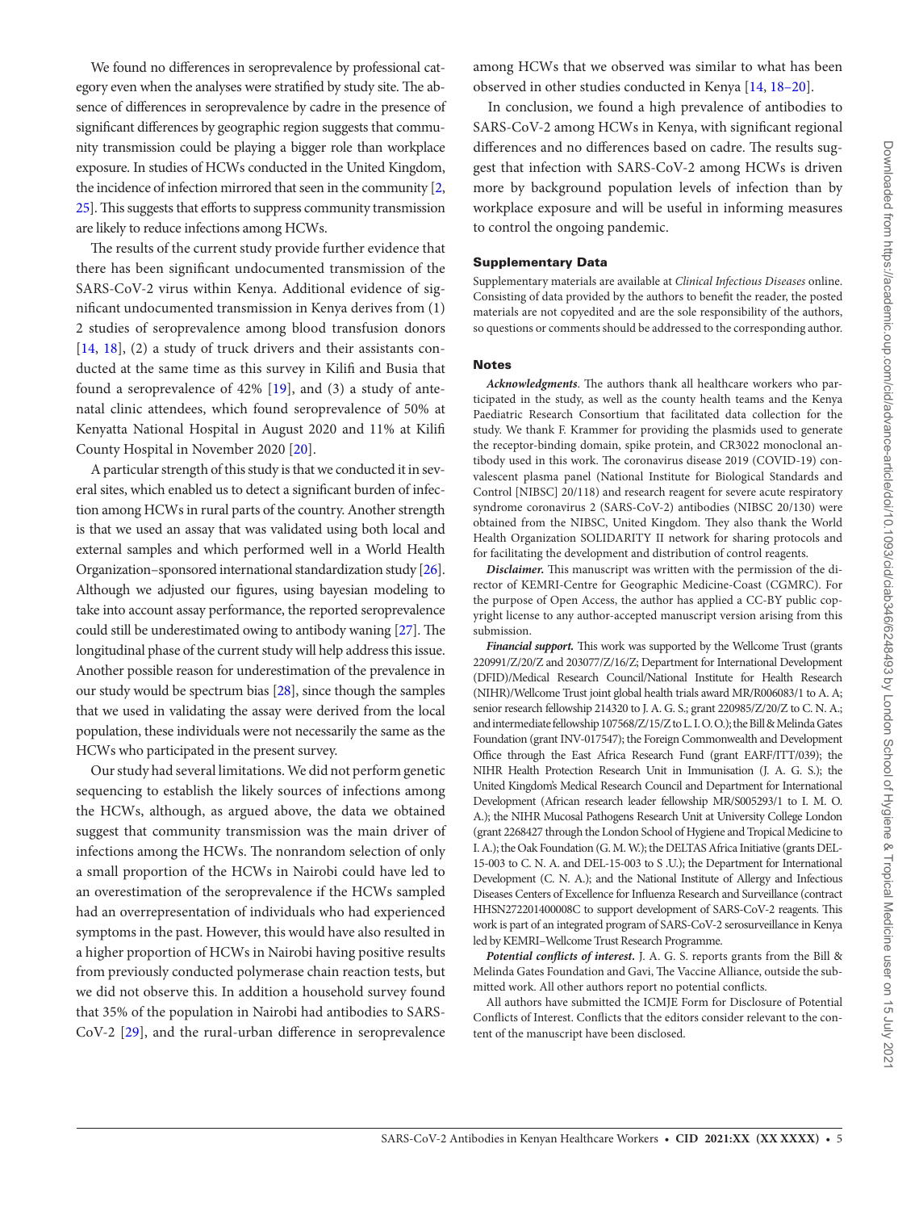We found no differences in seroprevalence by professional category even when the analyses were stratified by study site. The absence of differences in seroprevalence by cadre in the presence of significant differences by geographic region suggests that community transmission could be playing a bigger role than workplace exposure. In studies of HCWs conducted in the United Kingdom, the incidence of infection mirrored that seen in the community [2, 25]. This suggests that efforts to suppress community transmission are likely to reduce infections among HCWs.

The results of the current study provide further evidence that there has been significant undocumented transmission of the SARS-CoV-2 virus within Kenya. Additional evidence of significant undocumented transmission in Kenya derives from (1) 2 studies of seroprevalence among blood transfusion donors [14, 18], (2) a study of truck drivers and their assistants conducted at the same time as this survey in Kilifi and Busia that found a seroprevalence of 42% [19], and (3) a study of antenatal clinic attendees, which found seroprevalence of 50% at Kenyatta National Hospital in August 2020 and 11% at Kilifi County Hospital in November 2020 [20].

A particular strength of this study is that we conducted it in several sites, which enabled us to detect a significant burden of infection among HCWs in rural parts of the country. Another strength is that we used an assay that was validated using both local and external samples and which performed well in a World Health Organization–sponsored international standardization study [26]. Although we adjusted our figures, using bayesian modeling to take into account assay performance, the reported seroprevalence could still be underestimated owing to antibody waning [27]. The longitudinal phase of the current study will help address this issue. Another possible reason for underestimation of the prevalence in our study would be spectrum bias [28], since though the samples that we used in validating the assay were derived from the local population, these individuals were not necessarily the same as the HCWs who participated in the present survey.

Our study had several limitations. We did not perform genetic sequencing to establish the likely sources of infections among the HCWs, although, as argued above, the data we obtained suggest that community transmission was the main driver of infections among the HCWs. The nonrandom selection of only a small proportion of the HCWs in Nairobi could have led to an overestimation of the seroprevalence if the HCWs sampled had an overrepresentation of individuals who had experienced symptoms in the past. However, this would have also resulted in a higher proportion of HCWs in Nairobi having positive results from previously conducted polymerase chain reaction tests, but we did not observe this. In addition a household survey found that 35% of the population in Nairobi had antibodies to SARS-CoV-2 [29], and the rural-urban difference in seroprevalence among HCWs that we observed was similar to what has been observed in other studies conducted in Kenya [14, 18–20].

In conclusion, we found a high prevalence of antibodies to SARS-CoV-2 among HCWs in Kenya, with significant regional differences and no differences based on cadre. The results suggest that infection with SARS-CoV-2 among HCWs is driven more by background population levels of infection than by workplace exposure and will be useful in informing measures to control the ongoing pandemic.

## Supplementary Data

Supplementary materials are available at *Clinical Infectious Diseases* online. Consisting of data provided by the authors to benefit the reader, the posted materials are not copyedited and are the sole responsibility of the authors, so questions or comments should be addressed to the corresponding author.

## Notes

***Acknowledgments***. The authors thank all healthcare workers who participated in the study, as well as the county health teams and the Kenya Paediatric Research Consortium that facilitated data collection for the study. We thank F. Krammer for providing the plasmids used to generate the receptor-binding domain, spike protein, and CR3022 monoclonal antibody used in this work. The coronavirus disease 2019 (COVID-19) convalescent plasma panel (National Institute for Biological Standards and Control [NIBSC] 20/118) and research reagent for severe acute respiratory syndrome coronavirus 2 (SARS-CoV-2) antibodies (NIBSC 20/130) were obtained from the NIBSC, United Kingdom. They also thank the World Health Organization SOLIDARITY II network for sharing protocols and for facilitating the development and distribution of control reagents.

***Disclaimer.*** This manuscript was written with the permission of the director of KEMRI-Centre for Geographic Medicine-Coast (CGMRC). For the purpose of Open Access, the author has applied a CC-BY public copyright license to any author-accepted manuscript version arising from this submission.

***Financial support.*** This work was supported by the Wellcome Trust (grants 220991/Z/20/Z and 203077/Z/16/Z; Department for International Development (DFID)/Medical Research Council/National Institute for Health Research (NIHR)/Wellcome Trust joint global health trials award MR/R006083/1 to A. A; senior research fellowship 214320 to J. A. G. S.; grant 220985/Z/20/Z to C. N. A.; and intermediate fellowship 107568/Z/15/Z to L. I. O. O.); the Bill & Melinda Gates Foundation (grant INV-017547); the Foreign Commonwealth and Development Office through the East Africa Research Fund (grant EARF/ITT/039); the NIHR Health Protection Research Unit in Immunisation (J. A. G. S.); the United Kingdom's Medical Research Council and Department for International Development (African research leader fellowship MR/S005293/1 to I. M. O. A.); the NIHR Mucosal Pathogens Research Unit at University College London (grant 2268427 through the London School of Hygiene and Tropical Medicine to I. A.); the Oak Foundation (G. M. W.); the DELTAS Africa Initiative (grants DEL-15-003 to C. N. A. and DEL-15-003 to S .U.); the Department for International Development (C. N. A.); and the National Institute of Allergy and Infectious Diseases Centers of Excellence for Influenza Research and Surveillance (contract HHSN272201400008C to support development of SARS-CoV-2 reagents. This work is part of an integrated program of SARS-CoV-2 serosurveillance in Kenya led by KEMRI–Wellcome Trust Research Programme.

***Potential conflicts of interest.*** J. A. G. S. reports grants from the Bill & Melinda Gates Foundation and Gavi, The Vaccine Alliance, outside the submitted work. All other authors report no potential conflicts.

All authors have submitted the ICMJE Form for Disclosure of Potential Conflicts of Interest. Conflicts that the editors consider relevant to the content of the manuscript have been disclosed.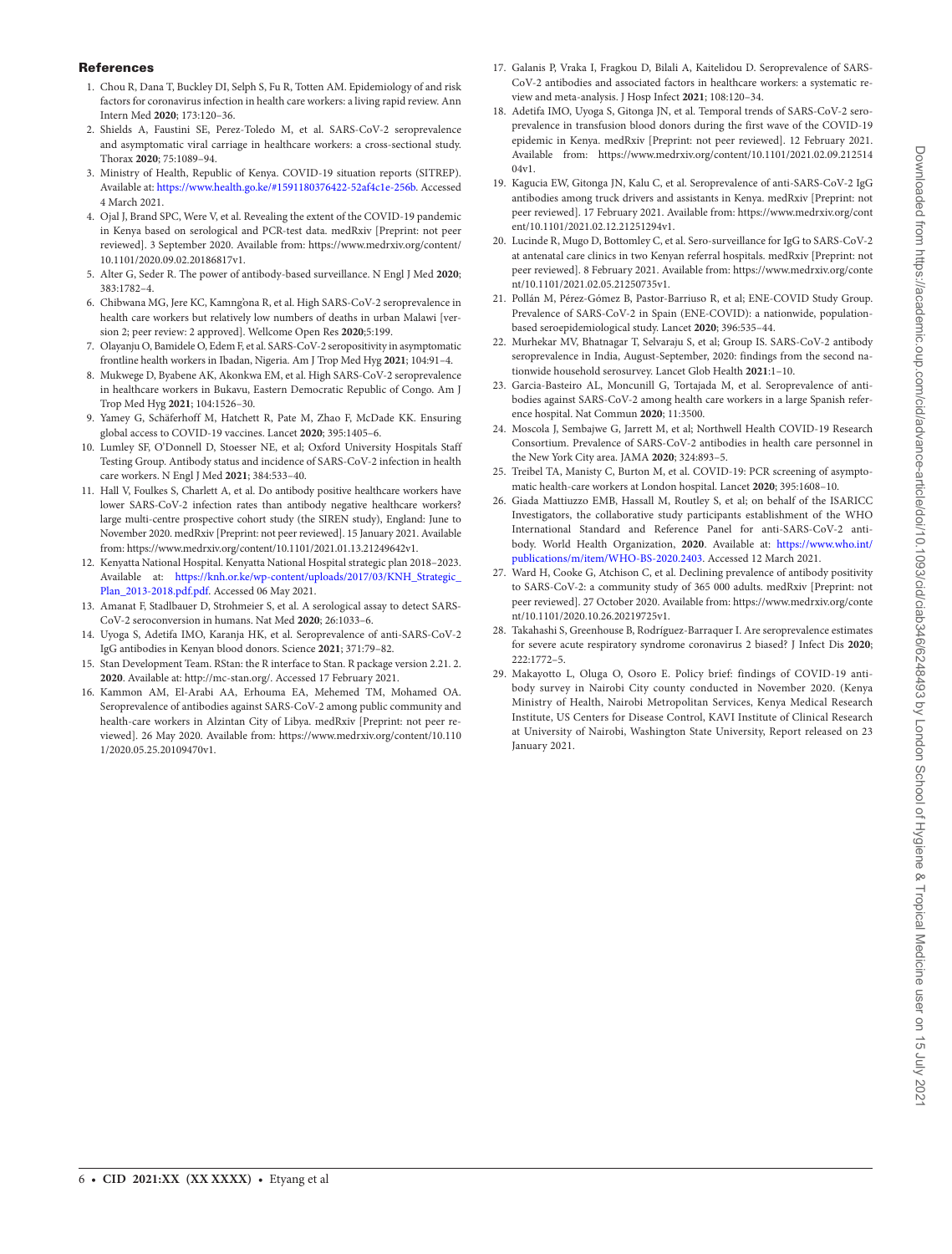## References

1. Chou R, Dana T, Buckley DI, Selph S, Fu R, Totten AM. Epidemiology of and risk factors for coronavirus infection in health care workers: a living rapid review. Ann Intern Med **2020**; 173:120–36.
2. Shields A, Faustini SE, Perez-Toledo M, et al. SARS-CoV-2 seroprevalence and asymptomatic viral carriage in healthcare workers: a cross-sectional study. Thorax **2020**; 75:1089–94.
3. Ministry of Health, Republic of Kenya. COVID-19 situation reports (SITREP). Available at: https://www.health.go.ke/#1591180376422-52af4c1e-256b. Accessed 4 March 2021.
4. Ojal J, Brand SPC, Were V, et al. Revealing the extent of the COVID-19 pandemic in Kenya based on serological and PCR-test data. medRxiv [Preprint: not peer reviewed]. 3 September 2020. Available from: https://www.medrxiv.org/content/10.1101/2020.09.02.20186817v1.
5. Alter G, Seder R. The power of antibody-based surveillance. N Engl J Med **2020**; 383:1782–4.
6. Chibwana MG, Jere KC, Kamng'ona R, et al. High SARS-CoV-2 seroprevalence in health care workers but relatively low numbers of deaths in urban Malawi [version 2; peer review: 2 approved]. Wellcome Open Res **2020**;5:199.
7. Olayanju O, Bamidele O, Edem F, et al. SARS-CoV-2 seropositivity in asymptomatic frontline health workers in Ibadan, Nigeria. Am J Trop Med Hyg **2021**; 104:91–4.
8. Mukwege D, Byabene AK, Akonkwa EM, et al. High SARS-CoV-2 seroprevalence in healthcare workers in Bukavu, Eastern Democratic Republic of Congo. Am J Trop Med Hyg **2021**; 104:1526–30.
9. Yamey G, Schäferhoff M, Hatchett R, Pate M, Zhao F, McDade KK. Ensuring global access to COVID-19 vaccines. Lancet **2020**; 395:1405–6.
10. Lumley SF, O'Donnell D, Stoesser NE, et al; Oxford University Hospitals Staff Testing Group. Antibody status and incidence of SARS-CoV-2 infection in health care workers. N Engl J Med **2021**; 384:533–40.
11. Hall V, Foulkes S, Charlett A, et al. Do antibody positive healthcare workers have lower SARS-CoV-2 infection rates than antibody negative healthcare workers? large multi-centre prospective cohort study (the SIREN study), England: June to November 2020. medRxiv [Preprint: not peer reviewed]. 15 January 2021. Available from: https://www.medrxiv.org/content/10.1101/2021.01.13.21249642v1.
12. Kenyatta National Hospital. Kenyatta National Hospital strategic plan 2018–2023. Available at: https://knh.or.ke/wp-content/uploads/2017/03/KNH_Strategic_Plan_2013-2018.pdf.pdf. Accessed 06 May 2021.
13. Amanat F, Stadlbauer D, Strohmeier S, et al. A serological assay to detect SARS-CoV-2 seroconversion in humans. Nat Med **2020**; 26:1033–6.
14. Uyoga S, Adetifa IMO, Karanja HK, et al. Seroprevalence of anti-SARS-CoV-2 IgG antibodies in Kenyan blood donors. Science **2021**; 371:79–82.
15. Stan Development Team. RStan: the R interface to Stan. R package version 2.21. 2. **2020**. Available at: http://mc-stan.org/. Accessed 17 February 2021.
16. Kammon AM, El-Arabi AA, Erhouma EA, Mehemed TM, Mohamed OA. Seroprevalence of antibodies against SARS-CoV-2 among public community and health-care workers in Alzintan City of Libya. medRxiv [Preprint: not peer reviewed]. 26 May 2020. Available from: https://www.medrxiv.org/content/10.1101/2020.05.25.20109470v1.
17. Galanis P, Vraka I, Fragkou D, Bilali A, Kaitelidou D. Seroprevalence of SARS-CoV-2 antibodies and associated factors in healthcare workers: a systematic review and meta-analysis. J Hosp Infect **2021**; 108:120–34.
18. Adetifa IMO, Uyoga S, Gitonga JN, et al. Temporal trends of SARS-CoV-2 seroprevalence in transfusion blood donors during the first wave of the COVID-19 epidemic in Kenya. medRxiv [Preprint: not peer reviewed]. 12 February 2021. Available from: https://www.medrxiv.org/content/10.1101/2021.02.09.21251404v1.
19. Kagucia EW, Gitonga JN, Kalu C, et al. Seroprevalence of anti-SARS-CoV-2 IgG antibodies among truck drivers and assistants in Kenya. medRxiv [Preprint: not peer reviewed]. 17 February 2021. Available from: https://www.medrxiv.org/content/10.1101/2021.02.12.21251294v1.
20. Lucinde R, Mugo D, Bottomley C, et al. Sero-surveillance for IgG to SARS-CoV-2 at antenatal care clinics in two Kenyan referral hospitals. medRxiv [Preprint: not peer reviewed]. 8 February 2021. Available from: https://www.medrxiv.org/content/10.1101/2021.02.05.21250735v1.
21. Pollán M, Pérez-Gómez B, Pastor-Barriuso R, et al; ENE-COVID Study Group. Prevalence of SARS-CoV-2 in Spain (ENE-COVID): a nationwide, population-based seroepidemiological study. Lancet **2020**; 396:535–44.
22. Murhekar MV, Bhatnagar T, Selvaraju S, et al; Group IS. SARS-CoV-2 antibody seroprevalence in India, August-September, 2020: findings from the second nationwide household serosurvey. Lancet Glob Health **2021**:1–10.
23. Garcia-Basteiro AL, Moncunill G, Tortajada M, et al. Seroprevalence of antibodies against SARS-CoV-2 among health care workers in a large Spanish reference hospital. Nat Commun **2020**; 11:3500.
24. Moscola J, Sembajwe G, Jarrett M, et al; Northwell Health COVID-19 Research Consortium. Prevalence of SARS-CoV-2 antibodies in health care personnel in the New York City area. JAMA **2020**; 324:893–5.
25. Treibel TA, Manisty C, Burton M, et al. COVID-19: PCR screening of asymptomatic health-care workers at London hospital. Lancet **2020**; 395:1608–10.
26. Giada Mattiuzzo EMB, Hassall M, Routley S, et al; on behalf of the ISARICC Investigators, the collaborative study participants establishment of the WHO International Standard and Reference Panel for anti-SARS-CoV-2 antibody. World Health Organization, **2020**. Available at: https://www.who.int/publications/m/item/WHO-BS-2020.2403. Accessed 12 March 2021.
27. Ward H, Cooke G, Atchison C, et al. Declining prevalence of antibody positivity to SARS-CoV-2: a community study of 365 000 adults. medRxiv [Preprint: not peer reviewed]. 27 October 2020. Available from: https://www.medrxiv.org/content/10.1101/2020.10.26.20219725v1.
28. Takahashi S, Greenhouse B, Rodríguez-Barraquer I. Are seroprevalence estimates for severe acute respiratory syndrome coronavirus 2 biased? J Infect Dis **2020**; 222:1772–5.
29. Makayotto L, Oluga O, Osoro E. Policy brief: findings of COVID-19 antibody survey in Nairobi City county conducted in November 2020. (Kenya Ministry of Health, Nairobi Metropolitan Services, Kenya Medical Research Institute, US Centers for Disease Control, KAVI Institute of Clinical Research at University of Nairobi, Washington State University, Report released on 23 January 2021.